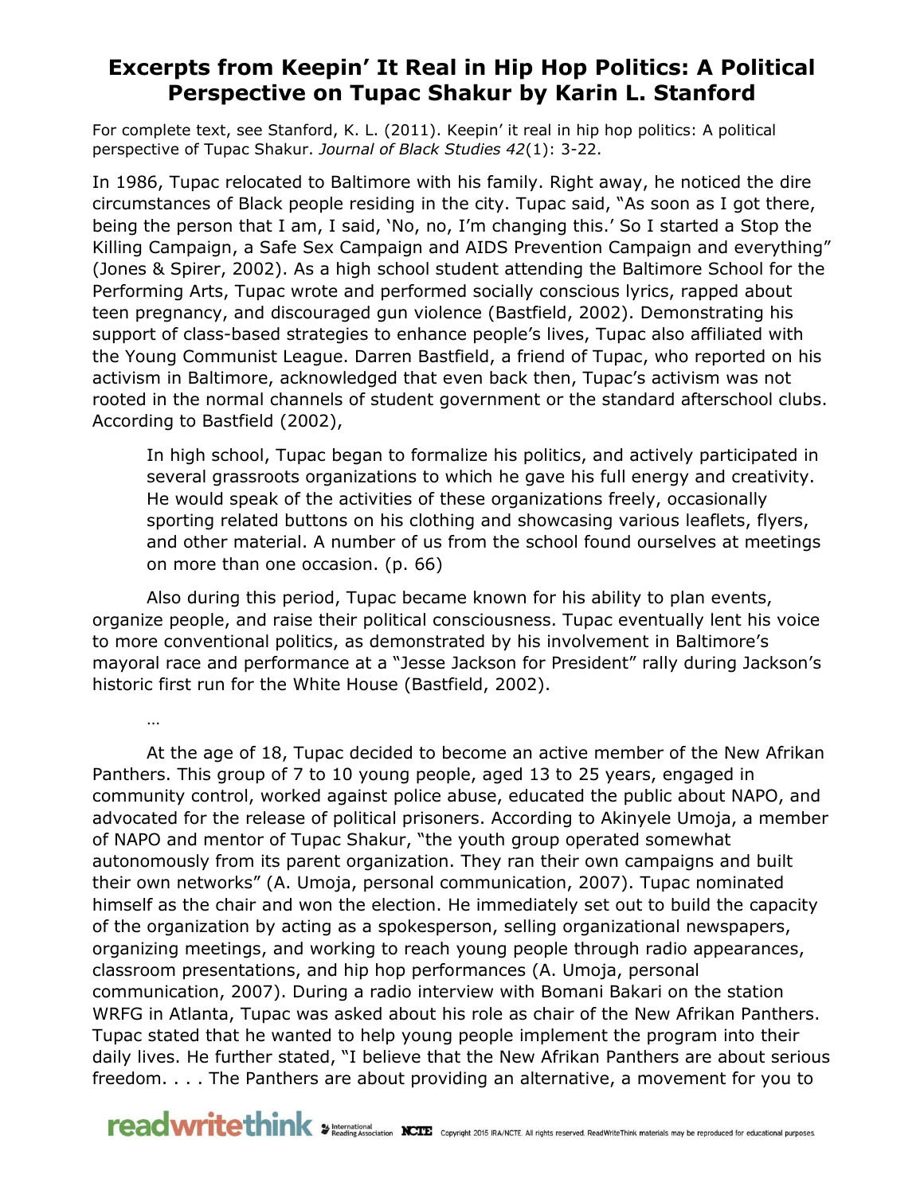# Excerpts from Keepin' It Real in Hip Hop Politics: A Political Perspective on Tupac Shakur by Karin L. Stanford

For complete text, see Stanford, K. L. (2011). Keepin' it real in hip hop politics: A political perspective of Tupac Shakur. *Journal of Black Studies 42*(1): 3-22.

In 1986, Tupac relocated to Baltimore with his family. Right away, he noticed the dire circumstances of Black people residing in the city. Tupac said, "As soon as I got there, being the person that I am, I said, 'No, no, I'm changing this.' So I started a Stop the Killing Campaign, a Safe Sex Campaign and AIDS Prevention Campaign and everything" (Jones & Spirer, 2002). As a high school student attending the Baltimore School for the Performing Arts, Tupac wrote and performed socially conscious lyrics, rapped about teen pregnancy, and discouraged gun violence (Bastfield, 2002). Demonstrating his support of class-based strategies to enhance people's lives, Tupac also affiliated with the Young Communist League. Darren Bastfield, a friend of Tupac, who reported on his activism in Baltimore, acknowledged that even back then, Tupac's activism was not rooted in the normal channels of student government or the standard afterschool clubs. According to Bastfield (2002),

> In high school, Tupac began to formalize his politics, and actively participated in several grassroots organizations to which he gave his full energy and creativity. He would speak of the activities of these organizations freely, occasionally sporting related buttons on his clothing and showcasing various leaflets, flyers, and other material. A number of us from the school found ourselves at meetings on more than one occasion. (p. 66)

Also during this period, Tupac became known for his ability to plan events, organize people, and raise their political consciousness. Tupac eventually lent his voice to more conventional politics, as demonstrated by his involvement in Baltimore's mayoral race and performance at a "Jesse Jackson for President" rally during Jackson's historic first run for the White House (Bastfield, 2002).

…

At the age of 18, Tupac decided to become an active member of the New Afrikan Panthers. This group of 7 to 10 young people, aged 13 to 25 years, engaged in community control, worked against police abuse, educated the public about NAPO, and advocated for the release of political prisoners. According to Akinyele Umoja, a member of NAPO and mentor of Tupac Shakur, "the youth group operated somewhat autonomously from its parent organization. They ran their own campaigns and built their own networks" (A. Umoja, personal communication, 2007). Tupac nominated himself as the chair and won the election. He immediately set out to build the capacity of the organization by acting as a spokesperson, selling organizational newspapers, organizing meetings, and working to reach young people through radio appearances, classroom presentations, and hip hop performances (A. Umoja, personal communication, 2007). During a radio interview with Bomani Bakari on the station WRFG in Atlanta, Tupac was asked about his role as chair of the New Afrikan Panthers. Tupac stated that he wanted to help young people implement the program into their daily lives. He further stated, "I believe that the New Afrikan Panthers are about serious freedom. . . . The Panthers are about providing an alternative, a movement for you to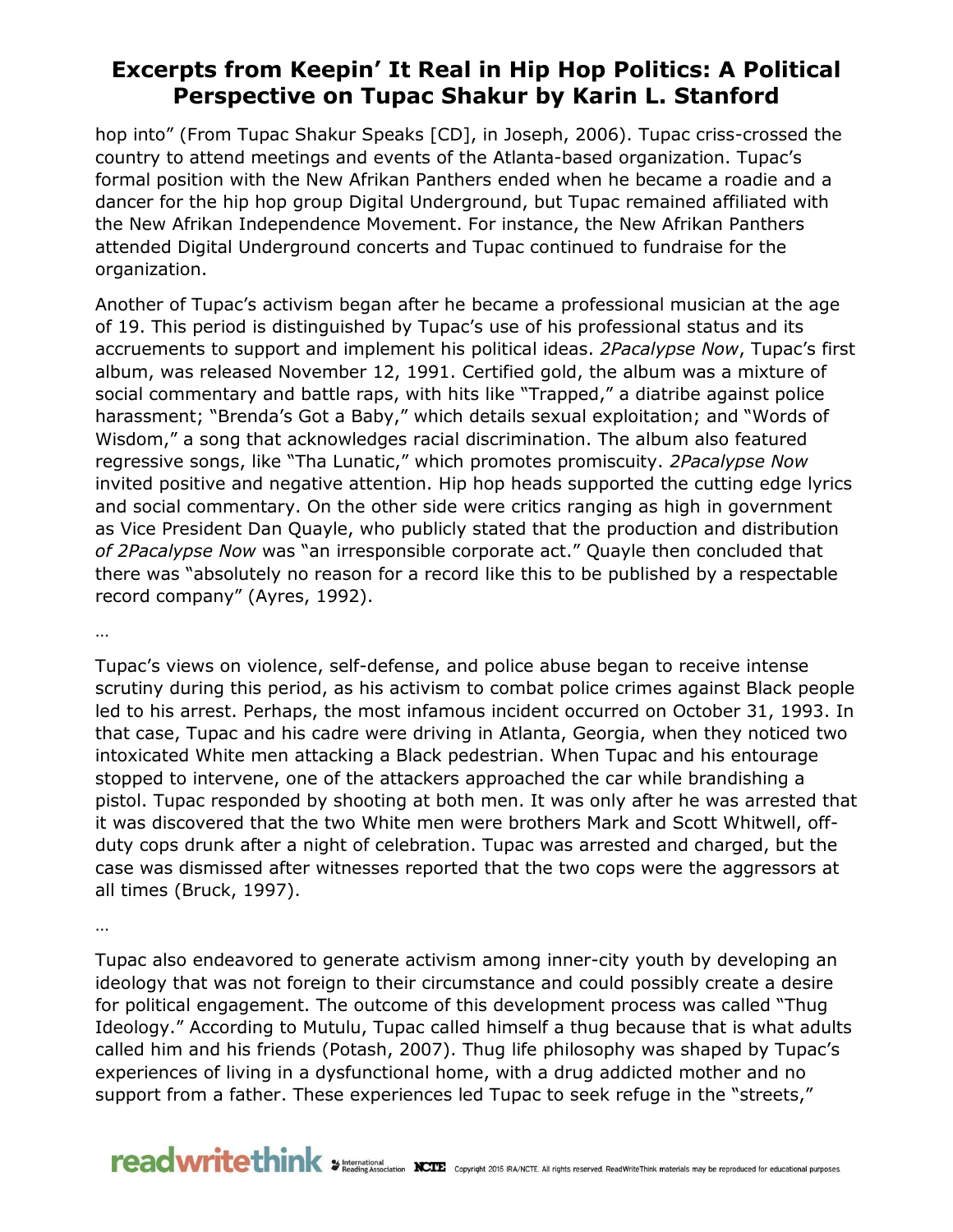hop into" (From Tupac Shakur Speaks [CD], in Joseph, 2006). Tupac criss-crossed the country to attend meetings and events of the Atlanta-based organization. Tupac's formal position with the New Afrikan Panthers ended when he became a roadie and a dancer for the hip hop group Digital Underground, but Tupac remained affiliated with the New Afrikan Independence Movement. For instance, the New Afrikan Panthers attended Digital Underground concerts and Tupac continued to fundraise for the organization.

Another of Tupac's activism began after he became a professional musician at the age of 19. This period is distinguished by Tupac's use of his professional status and its accruements to support and implement his political ideas. *2Pacalypse Now*, Tupac's first album, was released November 12, 1991. Certified gold, the album was a mixture of social commentary and battle raps, with hits like "Trapped," a diatribe against police harassment; "Brenda's Got a Baby," which details sexual exploitation; and "Words of Wisdom," a song that acknowledges racial discrimination. The album also featured regressive songs, like "Tha Lunatic," which promotes promiscuity. *2Pacalypse Now* invited positive and negative attention. Hip hop heads supported the cutting edge lyrics and social commentary. On the other side were critics ranging as high in government as Vice President Dan Quayle, who publicly stated that the production and distribution *of 2Pacalypse Now* was "an irresponsible corporate act." Quayle then concluded that there was "absolutely no reason for a record like this to be published by a respectable record company" (Ayres, 1992).

…

Tupac's views on violence, self-defense, and police abuse began to receive intense scrutiny during this period, as his activism to combat police crimes against Black people led to his arrest. Perhaps, the most infamous incident occurred on October 31, 1993. In that case, Tupac and his cadre were driving in Atlanta, Georgia, when they noticed two intoxicated White men attacking a Black pedestrian. When Tupac and his entourage stopped to intervene, one of the attackers approached the car while brandishing a pistol. Tupac responded by shooting at both men. It was only after he was arrested that it was discovered that the two White men were brothers Mark and Scott Whitwell, off-duty cops drunk after a night of celebration. Tupac was arrested and charged, but the case was dismissed after witnesses reported that the two cops were the aggressors at all times (Bruck, 1997).

…

Tupac also endeavored to generate activism among inner-city youth by developing an ideology that was not foreign to their circumstance and could possibly create a desire for political engagement. The outcome of this development process was called "Thug Ideology." According to Mutulu, Tupac called himself a thug because that is what adults called him and his friends (Potash, 2007). Thug life philosophy was shaped by Tupac's experiences of living in a dysfunctional home, with a drug addicted mother and no support from a father. These experiences led Tupac to seek refuge in the "streets,"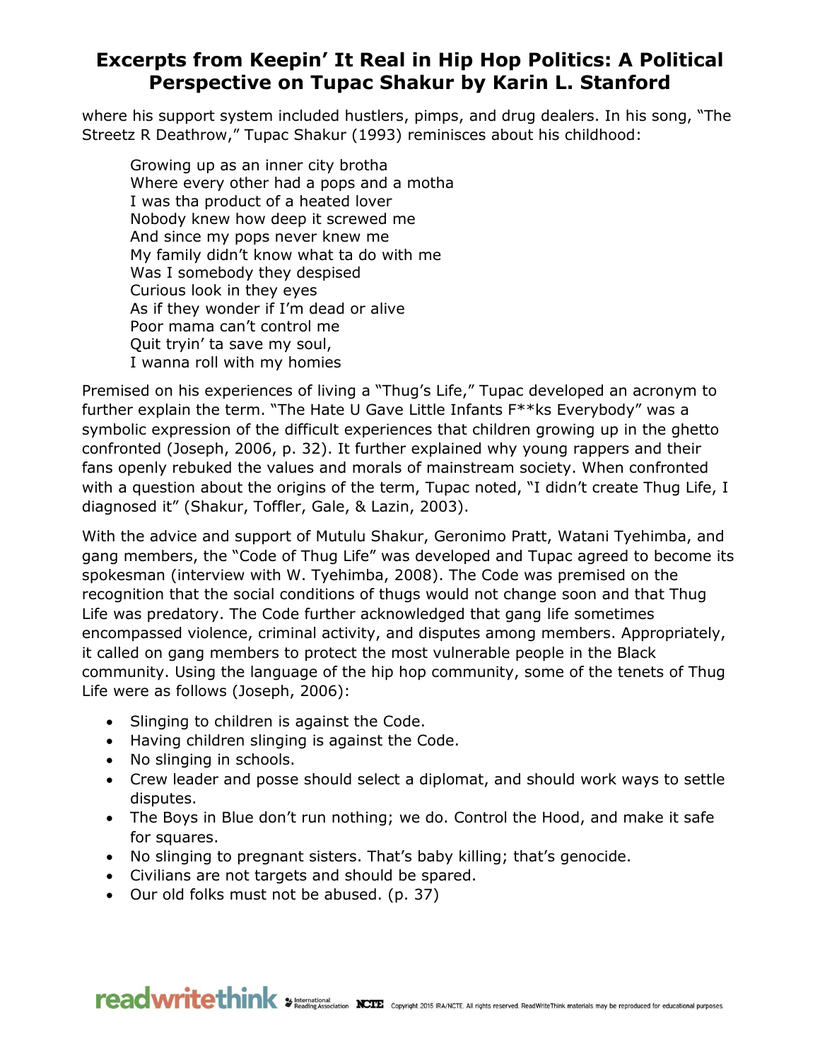# Excerpts from Keepin' It Real in Hip Hop Politics: A Political Perspective on Tupac Shakur by Karin L. Stanford

where his support system included hustlers, pimps, and drug dealers. In his song, "The Streetz R Deathrow," Tupac Shakur (1993) reminisces about his childhood:

> Growing up as an inner city brotha
> Where every other had a pops and a motha
> I was tha product of a heated lover
> Nobody knew how deep it screwed me
> And since my pops never knew me
> My family didn't know what ta do with me
> Was I somebody they despised
> Curious look in they eyes
> As if they wonder if I'm dead or alive
> Poor mama can't control me
> Quit tryin' ta save my soul,
> I wanna roll with my homies

Premised on his experiences of living a "Thug's Life," Tupac developed an acronym to further explain the term. "The Hate U Gave Little Infants F**ks Everybody" was a symbolic expression of the difficult experiences that children growing up in the ghetto confronted (Joseph, 2006, p. 32). It further explained why young rappers and their fans openly rebuked the values and morals of mainstream society. When confronted with a question about the origins of the term, Tupac noted, "I didn't create Thug Life, I diagnosed it" (Shakur, Toffler, Gale, & Lazin, 2003).

With the advice and support of Mutulu Shakur, Geronimo Pratt, Watani Tyehimba, and gang members, the "Code of Thug Life" was developed and Tupac agreed to become its spokesman (interview with W. Tyehimba, 2008). The Code was premised on the recognition that the social conditions of thugs would not change soon and that Thug Life was predatory. The Code further acknowledged that gang life sometimes encompassed violence, criminal activity, and disputes among members. Appropriately, it called on gang members to protect the most vulnerable people in the Black community. Using the language of the hip hop community, some of the tenets of Thug Life were as follows (Joseph, 2006):

- Slinging to children is against the Code.
- Having children slinging is against the Code.
- No slinging in schools.
- Crew leader and posse should select a diplomat, and should work ways to settle disputes.
- The Boys in Blue don't run nothing; we do. Control the Hood, and make it safe for squares.
- No slinging to pregnant sisters. That's baby killing; that's genocide.
- Civilians are not targets and should be spared.
- Our old folks must not be abused. (p. 37)